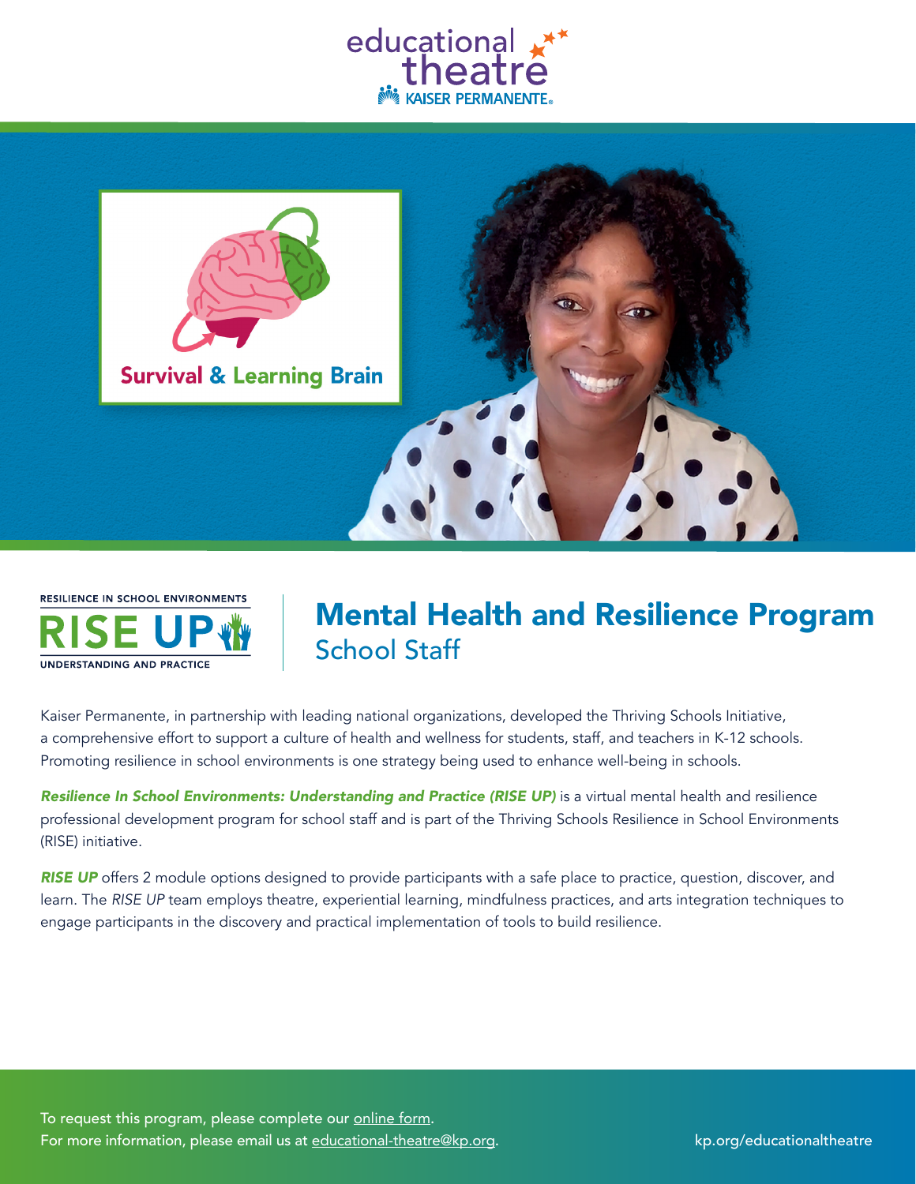educational theatre
KAISER PERMANENTE

Survival & Learning Brain

RESILIENCE IN SCHOOL ENVIRONMENTS
RISE UP
UNDERSTANDING AND PRACTICE

# Mental Health and Resilience Program

## School Staff

Kaiser Permanente, in partnership with leading national organizations, developed the Thriving Schools Initiative, a comprehensive effort to support a culture of health and wellness for students, staff, and teachers in K-12 schools. Promoting resilience in school environments is one strategy being used to enhance well-being in schools.

***Resilience In School Environments: Understanding and Practice (RISE UP)*** is a virtual mental health and resilience professional development program for school staff and is part of the Thriving Schools Resilience in School Environments (RISE) initiative.

***RISE UP*** offers 2 module options designed to provide participants with a safe place to practice, question, discover, and learn. The *RISE UP* team employs theatre, experiential learning, mindfulness practices, and arts integration techniques to engage participants in the discovery and practical implementation of tools to build resilience.

To request this program, please complete our online form.
For more information, please email us at educational-theatre@kp.org.

kp.org/educationaltheatre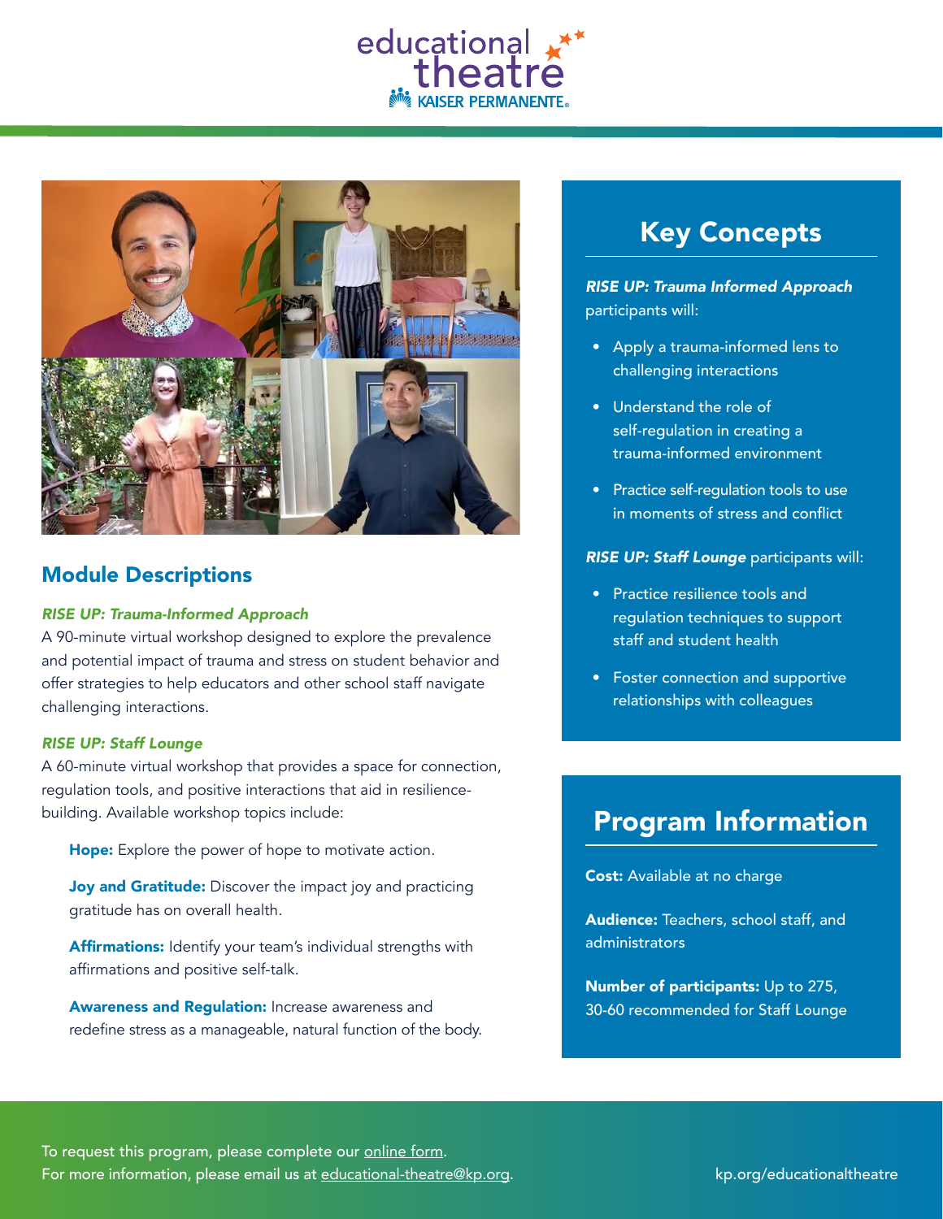educational theatre
KAISER PERMANENTE®

## Module Descriptions

***RISE UP: Trauma-Informed Approach***
A 90-minute virtual workshop designed to explore the prevalence and potential impact of trauma and stress on student behavior and offer strategies to help educators and other school staff navigate challenging interactions.

***RISE UP: Staff Lounge***
A 60-minute virtual workshop that provides a space for connection, regulation tools, and positive interactions that aid in resilience-building. Available workshop topics include:

**Hope:** Explore the power of hope to motivate action.

**Joy and Gratitude:** Discover the impact joy and practicing gratitude has on overall health.

**Affirmations:** Identify your team's individual strengths with affirmations and positive self-talk.

**Awareness and Regulation:** Increase awareness and redefine stress as a manageable, natural function of the body.

## Key Concepts

***RISE UP: Trauma Informed Approach*** participants will:

- Apply a trauma-informed lens to challenging interactions
- Understand the role of self-regulation in creating a trauma-informed environment
- Practice self-regulation tools to use in moments of stress and conflict

***RISE UP: Staff Lounge*** participants will:

- Practice resilience tools and regulation techniques to support staff and student health
- Foster connection and supportive relationships with colleagues

## Program Information

**Cost:** Available at no charge

**Audience:** Teachers, school staff, and administrators

**Number of participants:** Up to 275, 30-60 recommended for Staff Lounge

To request this program, please complete our online form.
For more information, please email us at educational-theatre@kp.org.

kp.org/educationaltheatre